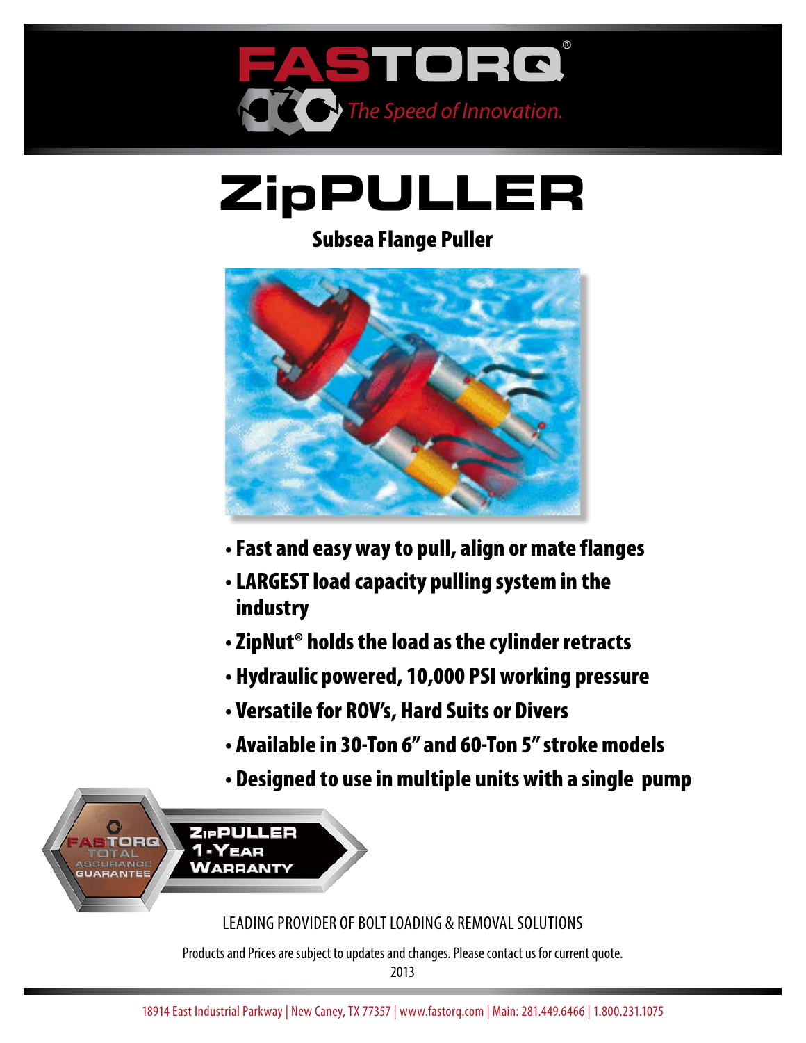FASTORQ®

*The Speed of Innovation.*

# ZipPULLER

## Subsea Flange Puller

- Fast and easy way to pull, align or mate flanges
- LARGEST load capacity pulling system in the industry
- ZipNut® holds the load as the cylinder retracts
- Hydraulic powered, 10,000 PSI working pressure
- Versatile for ROV's, Hard Suits or Divers
- Available in 30-Ton 6" and 60-Ton 5" stroke models
- Designed to use in multiple units with a single pump

FASTORQ TOTAL ASSURANCE GUARANTEE

ZIPPULLER 1-YEAR WARRANTY

LEADING PROVIDER OF BOLT LOADING & REMOVAL SOLUTIONS

Products and Prices are subject to updates and changes. Please contact us for current quote.

2013

18914 East Industrial Parkway | New Caney, TX 77357 | www.fastorq.com | Main: 281.449.6466 | 1.800.231.1075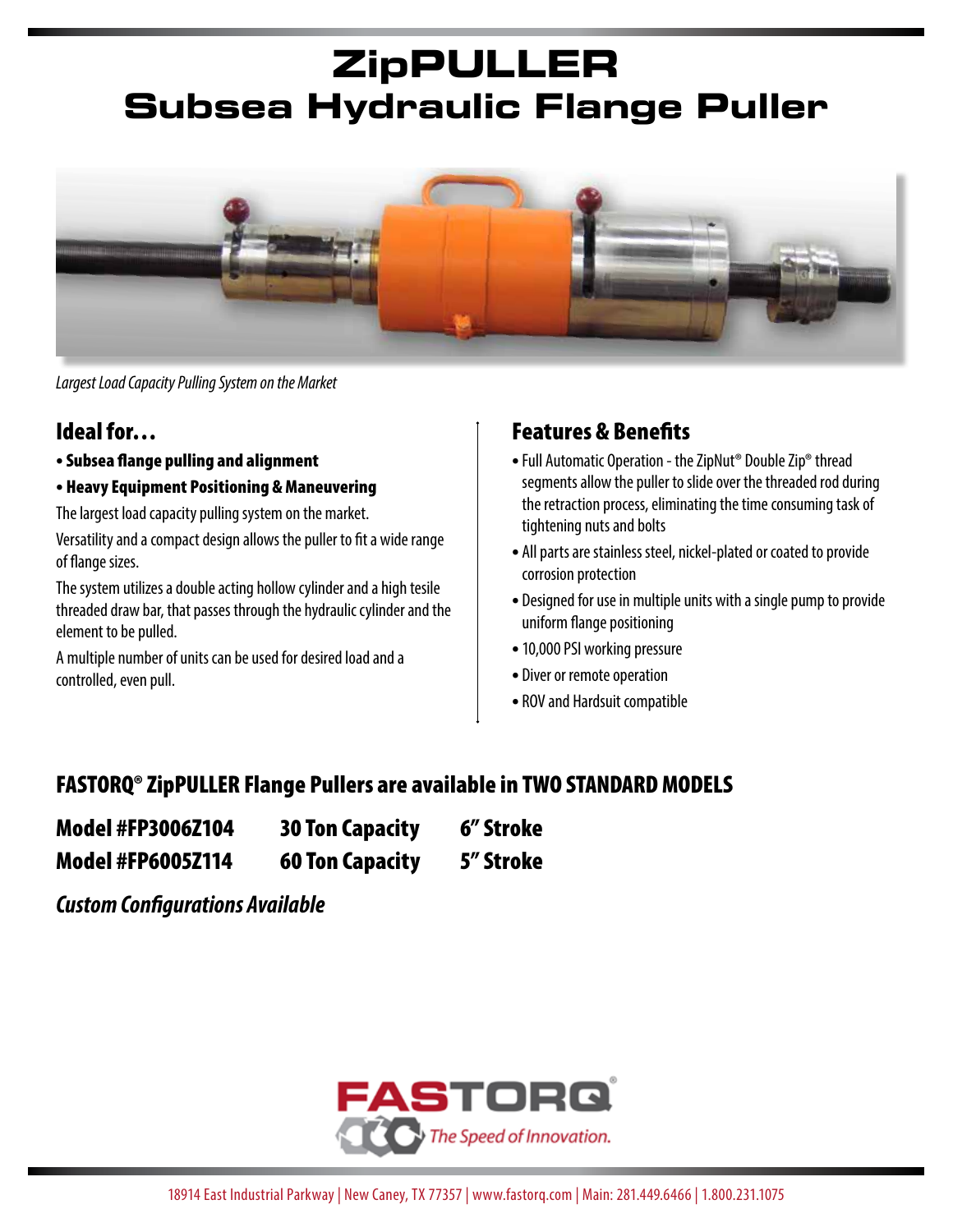# ZipPULLER
## Subsea Hydraulic Flange Puller

*Largest Load Capacity Pulling System on the Market*

### Ideal for…

- **Subsea flange pulling and alignment**
- **Heavy Equipment Positioning & Maneuvering**

The largest load capacity pulling system on the market.

Versatility and a compact design allows the puller to fit a wide range of flange sizes.

The system utilizes a double acting hollow cylinder and a high tesile threaded draw bar, that passes through the hydraulic cylinder and the element to be pulled.

A multiple number of units can be used for desired load and a controlled, even pull.

### Features & Benefits

- Full Automatic Operation - the ZipNut® Double Zip® thread segments allow the puller to slide over the threaded rod during the retraction process, eliminating the time consuming task of tightening nuts and bolts
- All parts are stainless steel, nickel-plated or coated to provide corrosion protection
- Designed for use in multiple units with a single pump to provide uniform flange positioning
- 10,000 PSI working pressure
- Diver or remote operation
- ROV and Hardsuit compatible

### FASTORQ® ZipPULLER Flange Pullers are available in TWO STANDARD MODELS

| | | |
|---|---|---|
| **Model #FP3006Z104** | **30 Ton Capacity** | **6" Stroke** |
| **Model #FP6005Z114** | **60 Ton Capacity** | **5" Stroke** |

***Custom Configurations Available***

FASTORQ®
The Speed of Innovation.

18914 East Industrial Parkway | New Caney, TX 77357 | www.fastorq.com | Main: 281.449.6466 | 1.800.231.1075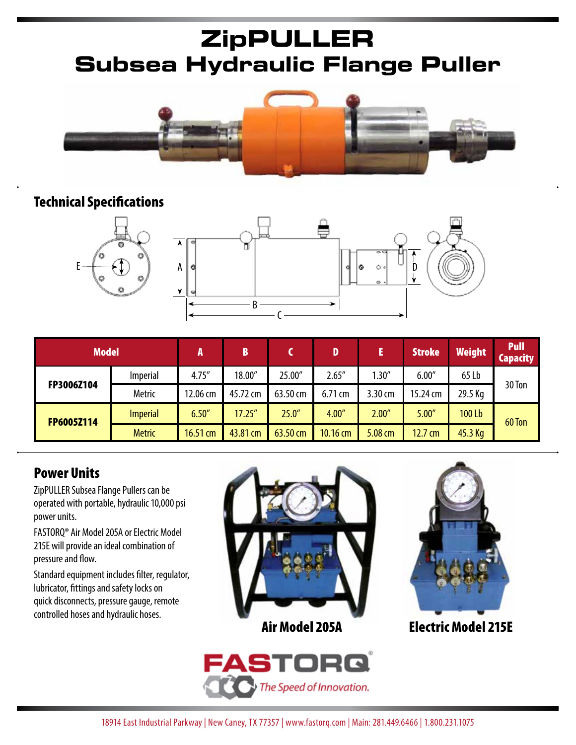# ZipPULLER

# Subsea Hydraulic Flange Puller

## Technical Specifications

E

A

B

C

D

| Model | | A | B | C | D | E | Stroke | Weight | Pull Capacity |
|---|---|---|---|---|---|---|---|---|---|
| FP3006Z104 | Imperial | 4.75″ | 18.00″ | 25.00″ | 2.65″ | 1.30″ | 6.00″ | 65 Lb | 30 Ton |
| | Metric | 12.06 cm | 45.72 cm | 63.50 cm | 6.71 cm | 3.30 cm | 15.24 cm | 29.5 Kg | |
| FP6005Z114 | Imperial | 6.50″ | 17.25″ | 25.0″ | 4.00″ | 2.00″ | 5.00″ | 100 Lb | 60 Ton |
| | Metric | 16.51 cm | 43.81 cm | 63.50 cm | 10.16 cm | 5.08 cm | 12.7 cm | 45.3 Kg | |

## Power Units

ZipPULLER Subsea Flange Pullers can be operated with portable, hydraulic 10,000 psi power units.

FASTORQ® Air Model 205A or Electric Model 215E will provide an ideal combination of pressure and flow.

Standard equipment includes filter, regulator, lubricator, fittings and safety locks on quick disconnects, pressure gauge, remote controlled hoses and hydraulic hoses.

**Air Model 205A**

**Electric Model 215E**

FASTORQ®

*The Speed of Innovation.*

18914 East Industrial Parkway | New Caney, TX 77357 | www.fastorq.com | Main: 281.449.6466 | 1.800.231.1075